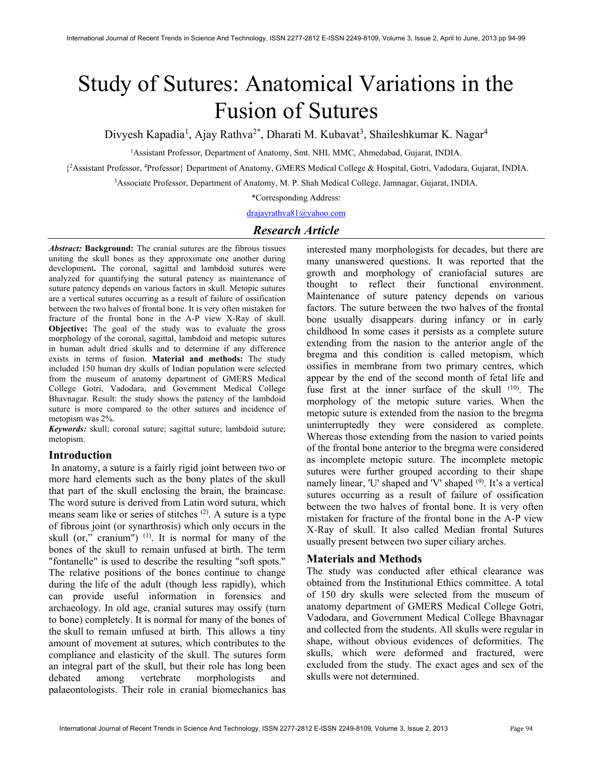# Study of Sutures: Anatomical Variations in the Fusion of Sutures

Divyesh Kapadia[1], Ajay Rathva[2*], Dharati M. Kubavat[3], Shaileshkumar K. Nagar[4]

[1]Assistant Professor, Department of Anatomy, Smt. NHL MMC, Ahmedabad, Gujarat, INDIA.

{[2]Assistant Professor, [4]Professor} Department of Anatomy, GMERS Medical College & Hospital, Gotri, Vadodara, Gujarat, INDIA.

[3]Associate Professor, Department of Anatomy, M. P. Shah Medical College, Jamnagar, Gujarat, INDIA.

*Corresponding Address:

drajayrathva81@yahoo.com

## *Research Article*

***Abstract:*** **Background:** The cranial sutures are the fibrous tissues uniting the skull bones as they approximate one another during development**.** The coronal, sagittal and lambdoid sutures were analyzed for quantifying the sutural patency as maintenance of suture patency depends on various factors in skull. Metopic sutures are a vertical sutures occurring as a result of failure of ossification between the two halves of frontal bone. It is very often mistaken for fracture of the frontal bone in the A-P view X-Ray of skull. **Objective:** The goal of the study was to evaluate the gross morphology of the coronal, sagittal, lambdoid and metopic sutures in human adult dried skulls and to determine if any difference exists in terms of fusion. **Material and methods:** The study included 150 human dry skulls of Indian population were selected from the museum of anatomy department of GMERS Medical College Gotri, Vadodara, and Government Medical College Bhavnagar. Result: the study shows the patency of the lambdoid suture is more compared to the other sutures and incidence of metopism was 2%.

***Keywords:*** skull; coronal suture; sagittal suture; lambdoid suture; metopism.

## Introduction

In anatomy, a suture is a fairly rigid joint between two or more hard elements such as the bony plates of the skull that part of the skull enclosing the brain, the braincase. The word suture is derived from Latin word sutura, which means seam like or series of stitches [2]. A suture is a type of fibrous joint (or synarthrosis) which only occurs in the skull (or," cranium") [1]. It is normal for many of the bones of the skull to remain unfused at birth. The term "fontanelle" is used to describe the resulting "soft spots." The relative positions of the bones continue to change during the life of the adult (though less rapidly), which can provide useful information in forensics and archaeology. In old age, cranial sutures may ossify (turn to bone) completely. It is normal for many of the bones of the skull to remain unfused at birth. This allows a tiny amount of movement at sutures, which contributes to the compliance and elasticity of the skull. The sutures form an integral part of the skull, but their role has long been debated among vertebrate morphologists and palaeontologists. Their role in cranial biomechanics has interested many morphologists for decades, but there are many unanswered questions. It was reported that the growth and morphology of craniofacial sutures are thought to reflect their functional environment. Maintenance of suture patency depends on various factors. The suture between the two halves of the frontal bone usually disappears during infancy or in early childhood In some cases it persists as a complete suture extending from the nasion to the anterior angle of the bregma and this condition is called metopism, which ossifies in membrane from two primary centres, which appear by the end of the second month of fetal life and fuse first at the inner surface of the skull [10]. The morphology of the metopic suture varies. When the metopic suture is extended from the nasion to the bregma uninterruptedly they were considered as complete. Whereas those extending from the nasion to varied points of the frontal bone anterior to the bregma were considered as incomplete metopic suture. The incomplete metopic sutures were further grouped according to their shape namely linear, 'U' shaped and 'V' shaped [9]. It's a vertical sutures occurring as a result of failure of ossification between the two halves of frontal bone. It is very often mistaken for fracture of the frontal bone in the A-P view X-Ray of skull. It also called Median frontal Sutures usually present between two super ciliary arches.

## Materials and Methods

The study was conducted after ethical clearance was obtained from the Institutional Ethics committee. A total of 150 dry skulls were selected from the museum of anatomy department of GMERS Medical College Gotri, Vadodara, and Government Medical College Bhavnagar and collected from the students. All skulls were regular in shape, without obvious evidences of deformities. The skulls, which were deformed and fractured, were excluded from the study. The exact ages and sex of the skulls were not determined.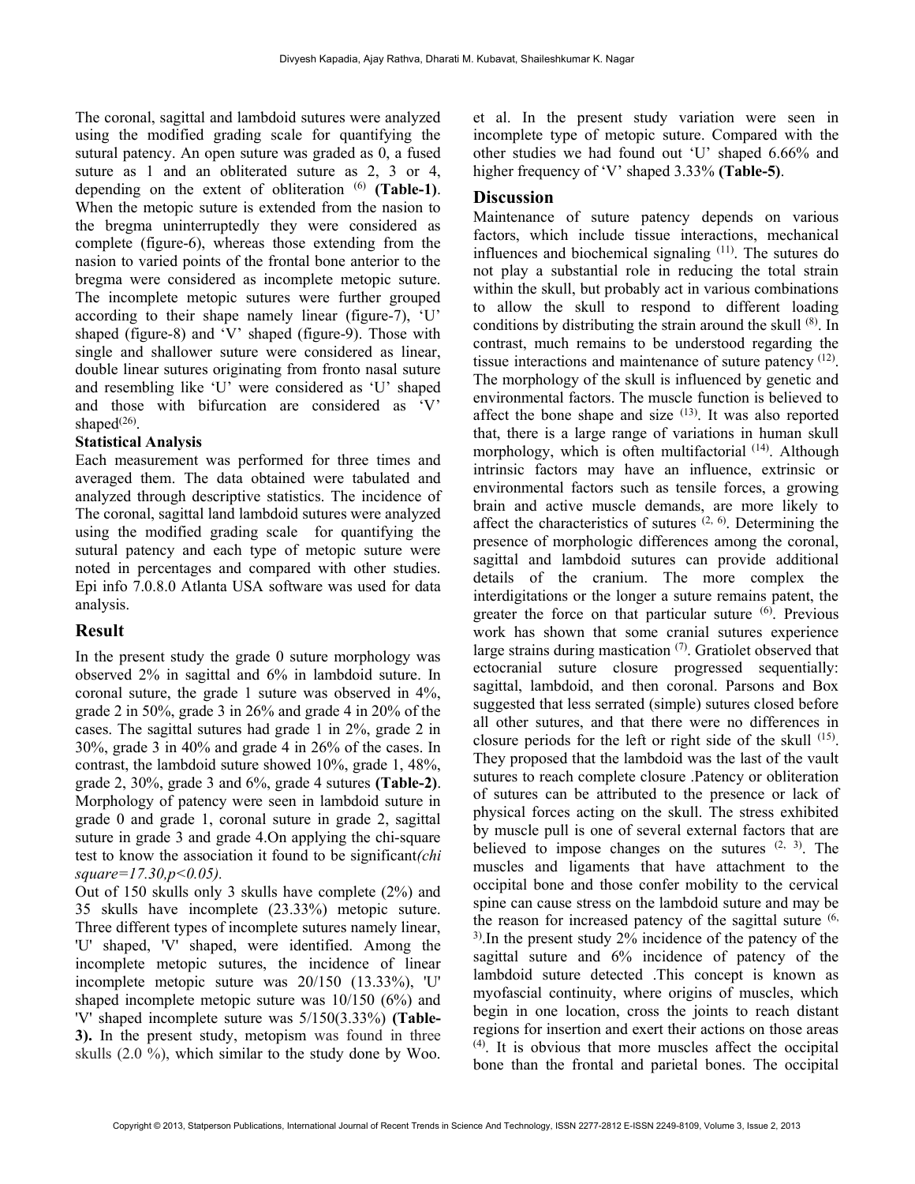The coronal, sagittal and lambdoid sutures were analyzed using the modified grading scale for quantifying the sutural patency. An open suture was graded as 0, a fused suture as 1 and an obliterated suture as 2, 3 or 4, depending on the extent of obliteration [6] **(Table-1)**. When the metopic suture is extended from the nasion to the bregma uninterruptedly they were considered as complete (figure-6), whereas those extending from the nasion to varied points of the frontal bone anterior to the bregma were considered as incomplete metopic suture. The incomplete metopic sutures were further grouped according to their shape namely linear (figure-7), 'U' shaped (figure-8) and 'V' shaped (figure-9). Those with single and shallower suture were considered as linear, double linear sutures originating from fronto nasal suture and resembling like 'U' were considered as 'U' shaped and those with bifurcation are considered as 'V' shaped[26].

**Statistical Analysis**

Each measurement was performed for three times and averaged them. The data obtained were tabulated and analyzed through descriptive statistics. The incidence of The coronal, sagittal land lambdoid sutures were analyzed using the modified grading scale for quantifying the sutural patency and each type of metopic suture were noted in percentages and compared with other studies. Epi info 7.0.8.0 Atlanta USA software was used for data analysis.

## Result

In the present study the grade 0 suture morphology was observed 2% in sagittal and 6% in lambdoid suture. In coronal suture, the grade 1 suture was observed in 4%, grade 2 in 50%, grade 3 in 26% and grade 4 in 20% of the cases. The sagittal sutures had grade 1 in 2%, grade 2 in 30%, grade 3 in 40% and grade 4 in 26% of the cases. In contrast, the lambdoid suture showed 10%, grade 1, 48%, grade 2, 30%, grade 3 and 6%, grade 4 sutures **(Table-2)**. Morphology of patency were seen in lambdoid suture in grade 0 and grade 1, coronal suture in grade 2, sagittal suture in grade 3 and grade 4.On applying the chi-square test to know the association it found to be significant*(chi square=17.30,p<0.05).*

Out of 150 skulls only 3 skulls have complete (2%) and 35 skulls have incomplete (23.33%) metopic suture. Three different types of incomplete sutures namely linear, 'U' shaped, 'V' shaped, were identified. Among the incomplete metopic sutures, the incidence of linear incomplete metopic suture was 20/150 (13.33%), 'U' shaped incomplete metopic suture was 10/150 (6%) and 'V' shaped incomplete suture was 5/150(3.33%) **(Table-3).** In the present study, metopism was found in three skulls (2.0 %), which similar to the study done by Woo. et al. In the present study variation were seen in incomplete type of metopic suture. Compared with the other studies we had found out 'U' shaped 6.66% and higher frequency of 'V' shaped 3.33% **(Table-5)**.

## Discussion

Maintenance of suture patency depends on various factors, which include tissue interactions, mechanical influences and biochemical signaling [11]. The sutures do not play a substantial role in reducing the total strain within the skull, but probably act in various combinations to allow the skull to respond to different loading conditions by distributing the strain around the skull [8]. In contrast, much remains to be understood regarding the tissue interactions and maintenance of suture patency [12]. The morphology of the skull is influenced by genetic and environmental factors. The muscle function is believed to affect the bone shape and size [13]. It was also reported that, there is a large range of variations in human skull morphology, which is often multifactorial [14]. Although intrinsic factors may have an influence, extrinsic or environmental factors such as tensile forces, a growing brain and active muscle demands, are more likely to affect the characteristics of sutures [2, 6]. Determining the presence of morphologic differences among the coronal, sagittal and lambdoid sutures can provide additional details of the cranium. The more complex the interdigitations or the longer a suture remains patent, the greater the force on that particular suture [6]. Previous work has shown that some cranial sutures experience large strains during mastication [7]. Gratiolet observed that ectocranial suture closure progressed sequentially: sagittal, lambdoid, and then coronal. Parsons and Box suggested that less serrated (simple) sutures closed before all other sutures, and that there were no differences in closure periods for the left or right side of the skull [15]. They proposed that the lambdoid was the last of the vault sutures to reach complete closure .Patency or obliteration of sutures can be attributed to the presence or lack of physical forces acting on the skull. The stress exhibited by muscle pull is one of several external factors that are believed to impose changes on the sutures [2, 3]. The muscles and ligaments that have attachment to the occipital bone and those confer mobility to the cervical spine can cause stress on the lambdoid suture and may be the reason for increased patency of the sagittal suture [6, 3].In the present study 2% incidence of the patency of the sagittal suture and 6% incidence of patency of the lambdoid suture detected .This concept is known as myofascial continuity, where origins of muscles, which begin in one location, cross the joints to reach distant regions for insertion and exert their actions on those areas [4]. It is obvious that more muscles affect the occipital bone than the frontal and parietal bones. The occipital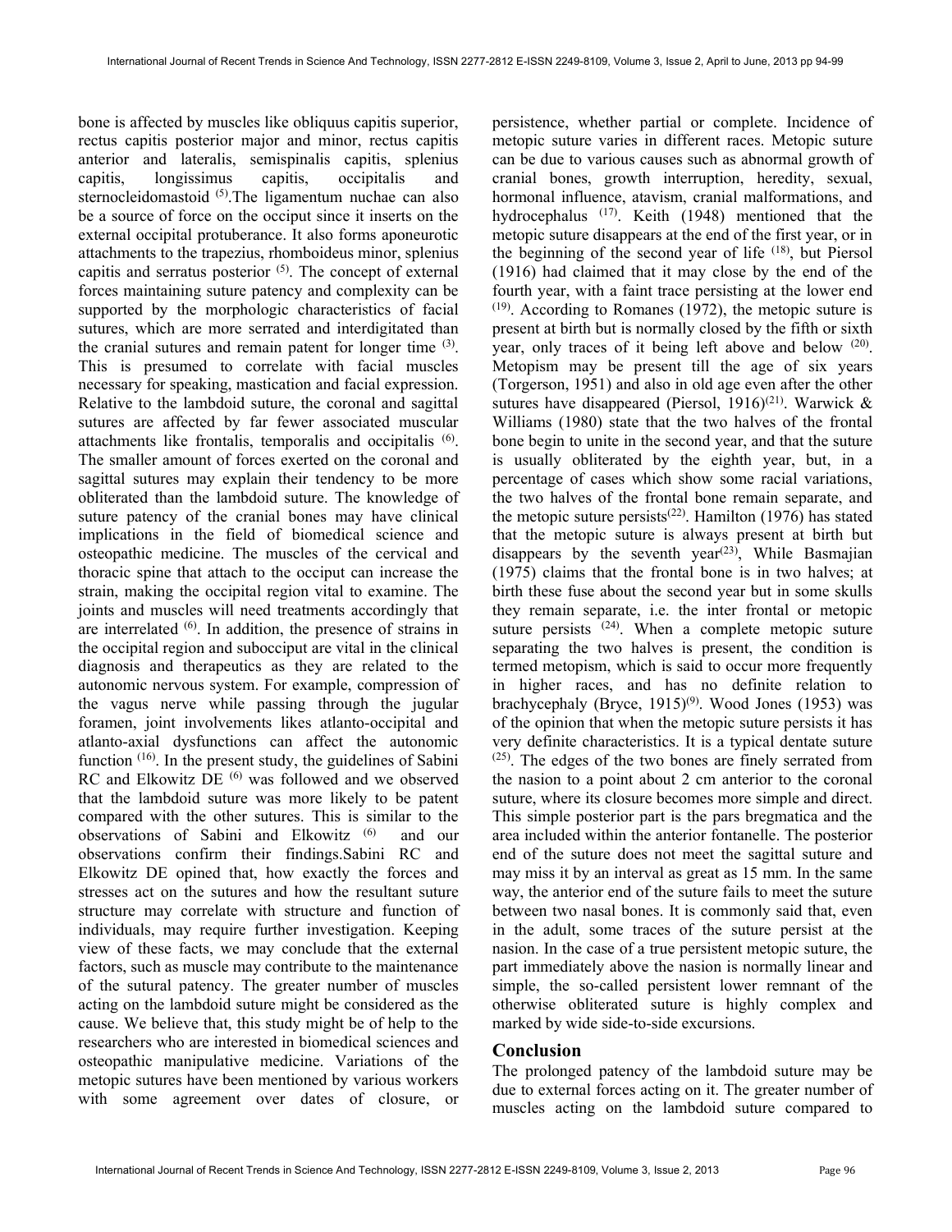bone is affected by muscles like obliquus capitis superior, rectus capitis posterior major and minor, rectus capitis anterior and lateralis, semispinalis capitis, splenius capitis, longissimus capitis, occipitalis and sternocleidomastoid [5].The ligamentum nuchae can also be a source of force on the occiput since it inserts on the external occipital protuberance. It also forms aponeurotic attachments to the trapezius, rhomboideus minor, splenius capitis and serratus posterior [5]. The concept of external forces maintaining suture patency and complexity can be supported by the morphologic characteristics of facial sutures, which are more serrated and interdigitated than the cranial sutures and remain patent for longer time [3]. This is presumed to correlate with facial muscles necessary for speaking, mastication and facial expression. Relative to the lambdoid suture, the coronal and sagittal sutures are affected by far fewer associated muscular attachments like frontalis, temporalis and occipitalis [6]. The smaller amount of forces exerted on the coronal and sagittal sutures may explain their tendency to be more obliterated than the lambdoid suture. The knowledge of suture patency of the cranial bones may have clinical implications in the field of biomedical science and osteopathic medicine. The muscles of the cervical and thoracic spine that attach to the occiput can increase the strain, making the occipital region vital to examine. The joints and muscles will need treatments accordingly that are interrelated [6]. In addition, the presence of strains in the occipital region and subocciput are vital in the clinical diagnosis and therapeutics as they are related to the autonomic nervous system. For example, compression of the vagus nerve while passing through the jugular foramen, joint involvements likes atlanto-occipital and atlanto-axial dysfunctions can affect the autonomic function [16]. In the present study, the guidelines of Sabini RC and Elkowitz DE [6] was followed and we observed that the lambdoid suture was more likely to be patent compared with the other sutures. This is similar to the observations of Sabini and Elkowitz [6] and our observations confirm their findings.Sabini RC and Elkowitz DE opined that, how exactly the forces and stresses act on the sutures and how the resultant suture structure may correlate with structure and function of individuals, may require further investigation. Keeping view of these facts, we may conclude that the external factors, such as muscle may contribute to the maintenance of the sutural patency. The greater number of muscles acting on the lambdoid suture might be considered as the cause. We believe that, this study might be of help to the researchers who are interested in biomedical sciences and osteopathic manipulative medicine. Variations of the metopic sutures have been mentioned by various workers with some agreement over dates of closure, or persistence, whether partial or complete. Incidence of metopic suture varies in different races. Metopic suture can be due to various causes such as abnormal growth of cranial bones, growth interruption, heredity, sexual, hormonal influence, atavism, cranial malformations, and hydrocephalus [17]. Keith (1948) mentioned that the metopic suture disappears at the end of the first year, or in the beginning of the second year of life [18], but Piersol (1916) had claimed that it may close by the end of the fourth year, with a faint trace persisting at the lower end [19]. According to Romanes (1972), the metopic suture is present at birth but is normally closed by the fifth or sixth year, only traces of it being left above and below [20]. Metopism may be present till the age of six years (Torgerson, 1951) and also in old age even after the other sutures have disappeared (Piersol, 1916)[21]. Warwick & Williams (1980) state that the two halves of the frontal bone begin to unite in the second year, and that the suture is usually obliterated by the eighth year, but, in a percentage of cases which show some racial variations, the two halves of the frontal bone remain separate, and the metopic suture persists[22]. Hamilton (1976) has stated that the metopic suture is always present at birth but disappears by the seventh year[23], While Basmajian (1975) claims that the frontal bone is in two halves; at birth these fuse about the second year but in some skulls they remain separate, i.e. the inter frontal or metopic suture persists [24]. When a complete metopic suture separating the two halves is present, the condition is termed metopism, which is said to occur more frequently in higher races, and has no definite relation to brachycephaly (Bryce, 1915)[9]. Wood Jones (1953) was of the opinion that when the metopic suture persists it has very definite characteristics. It is a typical dentate suture [25]. The edges of the two bones are finely serrated from the nasion to a point about 2 cm anterior to the coronal suture, where its closure becomes more simple and direct. This simple posterior part is the pars bregmatica and the area included within the anterior fontanelle. The posterior end of the suture does not meet the sagittal suture and may miss it by an interval as great as 15 mm. In the same way, the anterior end of the suture fails to meet the suture between two nasal bones. It is commonly said that, even in the adult, some traces of the suture persist at the nasion. In the case of a true persistent metopic suture, the part immediately above the nasion is normally linear and simple, the so-called persistent lower remnant of the otherwise obliterated suture is highly complex and marked by wide side-to-side excursions.

## Conclusion

The prolonged patency of the lambdoid suture may be due to external forces acting on it. The greater number of muscles acting on the lambdoid suture compared to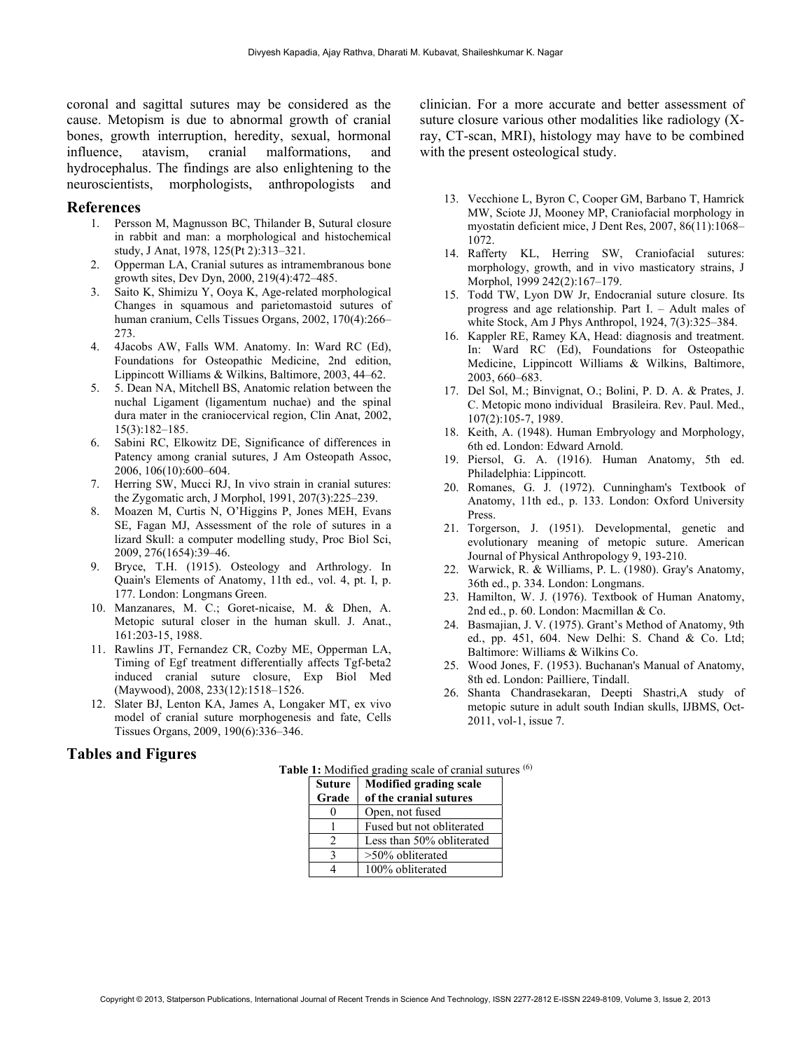coronal and sagittal sutures may be considered as the cause. Metopism is due to abnormal growth of cranial bones, growth interruption, heredity, sexual, hormonal influence, atavism, cranial malformations, and hydrocephalus. The findings are also enlightening to the neuroscientists, morphologists, anthropologists and clinician. For a more accurate and better assessment of suture closure various other modalities like radiology (X-ray, CT-scan, MRI), histology may have to be combined with the present osteological study.

## References

1. Persson M, Magnusson BC, Thilander B, Sutural closure in rabbit and man: a morphological and histochemical study, J Anat, 1978, 125(Pt 2):313–321.
2. Opperman LA, Cranial sutures as intramembranous bone growth sites, Dev Dyn, 2000, 219(4):472–485.
3. Saito K, Shimizu Y, Ooya K, Age-related morphological Changes in squamous and parietomastoid sutures of human cranium, Cells Tissues Organs, 2002, 170(4):266–273.
4. 4Jacobs AW, Falls WM. Anatomy. In: Ward RC (Ed), Foundations for Osteopathic Medicine, 2nd edition, Lippincott Williams & Wilkins, Baltimore, 2003, 44–62.
5. 5. Dean NA, Mitchell BS, Anatomic relation between the nuchal Ligament (ligamentum nuchae) and the spinal dura mater in the craniocervical region, Clin Anat, 2002, 15(3):182–185.
6. Sabini RC, Elkowitz DE, Significance of differences in Patency among cranial sutures, J Am Osteopath Assoc, 2006, 106(10):600–604.
7. Herring SW, Mucci RJ, In vivo strain in cranial sutures: the Zygomatic arch, J Morphol, 1991, 207(3):225–239.
8. Moazen M, Curtis N, O'Higgins P, Jones MEH, Evans SE, Fagan MJ, Assessment of the role of sutures in a lizard Skull: a computer modelling study, Proc Biol Sci, 2009, 276(1654):39–46.
9. Bryce, T.H. (1915). Osteology and Arthrology. In Quain's Elements of Anatomy, 11th ed., vol. 4, pt. I, p. 177. London: Longmans Green.
10. Manzanares, M. C.; Goret-nicaise, M. & Dhen, A. Metopic sutural closer in the human skull. J. Anat., 161:203-15, 1988.
11. Rawlins JT, Fernandez CR, Cozby ME, Opperman LA, Timing of Egf treatment differentially affects Tgf-beta2 induced cranial suture closure, Exp Biol Med (Maywood), 2008, 233(12):1518–1526.
12. Slater BJ, Lenton KA, James A, Longaker MT, ex vivo model of cranial suture morphogenesis and fate, Cells Tissues Organs, 2009, 190(6):336–346.
13. Vecchione L, Byron C, Cooper GM, Barbano T, Hamrick MW, Sciote JJ, Mooney MP, Craniofacial morphology in myostatin deficient mice, J Dent Res, 2007, 86(11):1068–1072.
14. Rafferty KL, Herring SW, Craniofacial sutures: morphology, growth, and in vivo masticatory strains, J Morphol, 1999 242(2):167–179.
15. Todd TW, Lyon DW Jr, Endocranial suture closure. Its progress and age relationship. Part I. – Adult males of white Stock, Am J Phys Anthropol, 1924, 7(3):325–384.
16. Kappler RE, Ramey KA, Head: diagnosis and treatment. In: Ward RC (Ed), Foundations for Osteopathic Medicine, Lippincott Williams & Wilkins, Baltimore, 2003, 660–683.
17. Del Sol, M.; Binvignat, O.; Bolini, P. D. A. & Prates, J. C. Metopic mono individual Brasileira. Rev. Paul. Med., 107(2):105-7, 1989.
18. Keith, A. (1948). Human Embryology and Morphology, 6th ed. London: Edward Arnold.
19. Piersol, G. A. (1916). Human Anatomy, 5th ed. Philadelphia: Lippincott.
20. Romanes, G. J. (1972). Cunningham's Textbook of Anatomy, 11th ed., p. 133. London: Oxford University Press.
21. Torgerson, J. (1951). Developmental, genetic and evolutionary meaning of metopic suture. American Journal of Physical Anthropology 9, 193-210.
22. Warwick, R. & Williams, P. L. (1980). Gray's Anatomy, 36th ed., p. 334. London: Longmans.
23. Hamilton, W. J. (1976). Textbook of Human Anatomy, 2nd ed., p. 60. London: Macmillan & Co.
24. Basmajian, J. V. (1975). Grant's Method of Anatomy, 9th ed., pp. 451, 604. New Delhi: S. Chand & Co. Ltd; Baltimore: Williams & Wilkins Co.
25. Wood Jones, F. (1953). Buchanan's Manual of Anatomy, 8th ed. London: Pailliere, Tindall.
26. Shanta Chandrasekaran, Deepti Shastri,A study of metopic suture in adult south Indian skulls, IJBMS, Oct-2011, vol-1, issue 7.

## Tables and Figures

**Table 1:** Modified grading scale of cranial sutures [6]

| Suture Grade | Modified grading scale of the cranial sutures |
|---|---|
| 0 | Open, not fused |
| 1 | Fused but not obliterated |
| 2 | Less than 50% obliterated |
| 3 | >50% obliterated |
| 4 | 100% obliterated |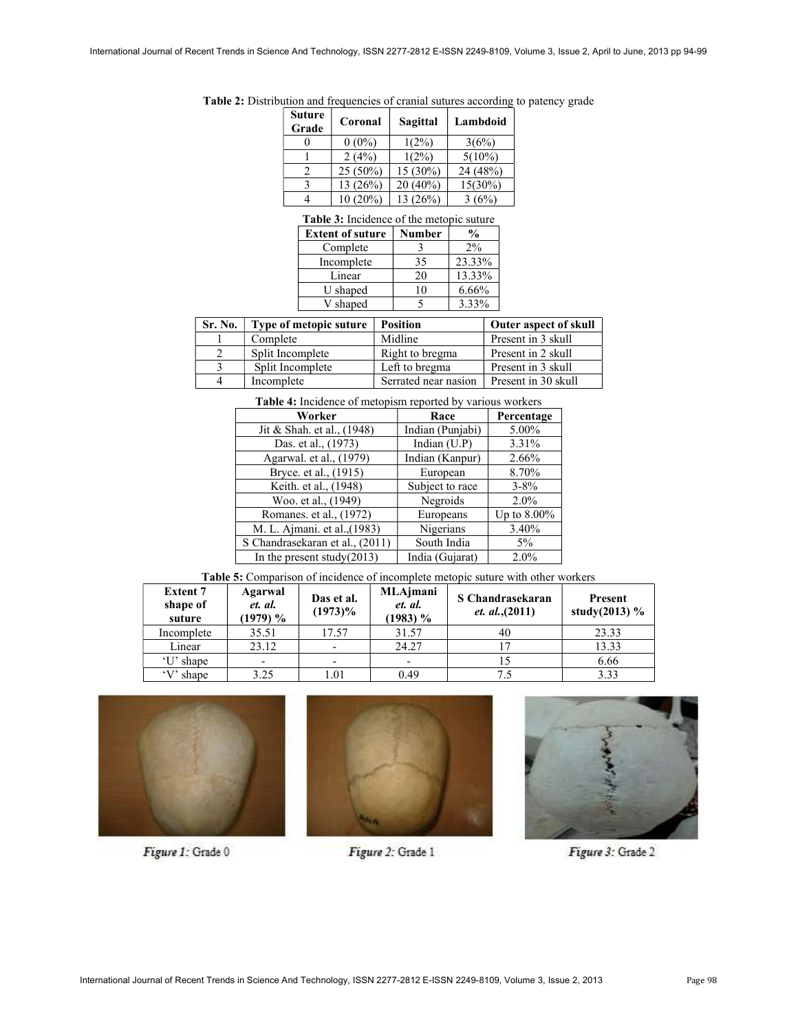**Table 2:** Distribution and frequencies of cranial sutures according to patency grade

| Suture Grade | Coronal | Sagittal | Lambdoid |
|---|---|---|---|
| 0 | 0 (0%) | 1(2%) | 3(6%) |
| 1 | 2 (4%) | 1(2%) | 5(10%) |
| 2 | 25 (50%) | 15 (30%) | 24 (48%) |
| 3 | 13 (26%) | 20 (40%) | 15(30%) |
| 4 | 10 (20%) | 13 (26%) | 3 (6%) |

**Table 3:** Incidence of the metopic suture

| Extent of suture | Number | % |
|---|---|---|
| Complete | 3 | 2% |
| Incomplete | 35 | 23.33% |
| Linear | 20 | 13.33% |
| U shaped | 10 | 6.66% |
| V shaped | 5 | 3.33% |

| Sr. No. | Type of metopic suture | Position | Outer aspect of skull |
|---|---|---|---|
| 1 | Complete | Midline | Present in 3 skull |
| 2 | Split Incomplete | Right to bregma | Present in 2 skull |
| 3 | Split Incomplete | Left to bregma | Present in 3 skull |
| 4 | Incomplete | Serrated near nasion | Present in 30 skull |

**Table 4:** Incidence of metopism reported by various workers

| Worker | Race | Percentage |
|---|---|---|
| Jit & Shah. et al., (1948) | Indian (Punjabi) | 5.00% |
| Das. et al., (1973) | Indian (U.P) | 3.31% |
| Agarwal. et al., (1979) | Indian (Kanpur) | 2.66% |
| Bryce. et al., (1915) | European | 8.70% |
| Keith. et al., (1948) | Subject to race | 3-8% |
| Woo. et al., (1949) | Negroids | 2.0% |
| Romanes. et al., (1972) | Europeans | Up to 8.00% |
| M. L. Ajmani. et al.,(1983) | Nigerians | 3.40% |
| S Chandrasekaran et al., (2011) | South India | 5% |
| In the present study(2013) | India (Gujarat) | 2.0% |

**Table 5:** Comparison of incidence of incomplete metopic suture with other workers

| Extent 7 shape of suture | Agarwal *et. al.* (1979) % | Das et al. (1973)% | MLAjmani *et. al.* (1983) % | S Chandrasekaran *et. al.*,(2011) | Present study(2013) % |
|---|---|---|---|---|---|
| Incomplete | 35.51 | 17.57 | 31.57 | 40 | 23.33 |
| Linear | 23.12 | - | 24.27 | 17 | 13.33 |
| 'U' shape | - | - | - | 15 | 6.66 |
| 'V' shape | 3.25 | 1.01 | 0.49 | 7.5 | 3.33 |

*Figure 1:* Grade 0

*Figure 2:* Grade 1

*Figure 3:* Grade 2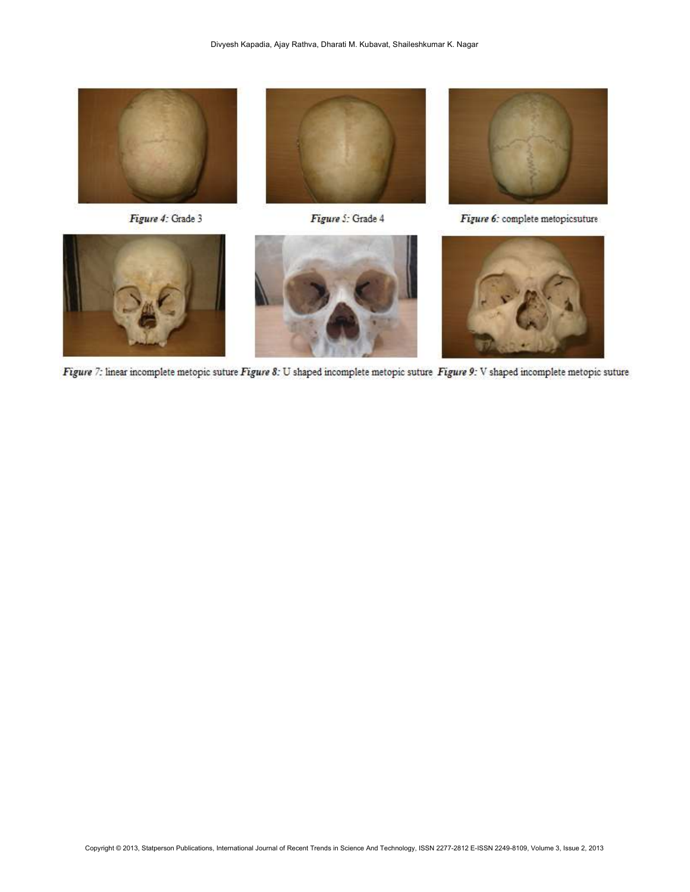*Figure 4:* Grade 3

*Figure 5:* Grade 4

*Figure 6:* complete metopicsuture

*Figure 7:* linear incomplete metopic suture

*Figure 8:* U shaped incomplete metopic suture

*Figure 9:* V shaped incomplete metopic suture